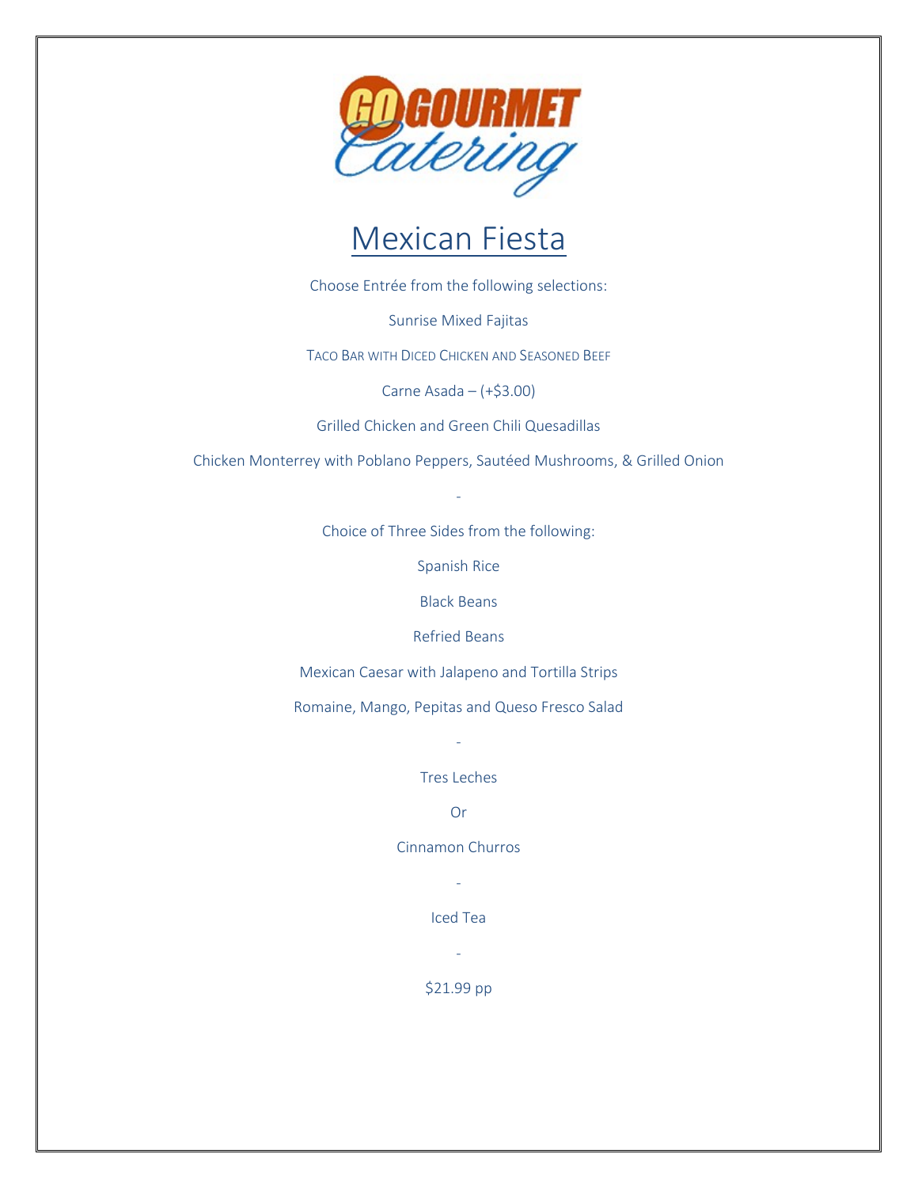GO GOURMET Catering

# Mexican Fiesta

Choose Entrée from the following selections:

Sunrise Mixed Fajitas

TACO BAR WITH DICED CHICKEN AND SEASONED BEEF

Carne Asada – (+$3.00)

Grilled Chicken and Green Chili Quesadillas

Chicken Monterrey with Poblano Peppers, Sautéed Mushrooms, & Grilled Onion

-

Choice of Three Sides from the following:

Spanish Rice

Black Beans

Refried Beans

Mexican Caesar with Jalapeno and Tortilla Strips

Romaine, Mango, Pepitas and Queso Fresco Salad

-

Tres Leches

Or

Cinnamon Churros

-

Iced Tea

-

$21.99 pp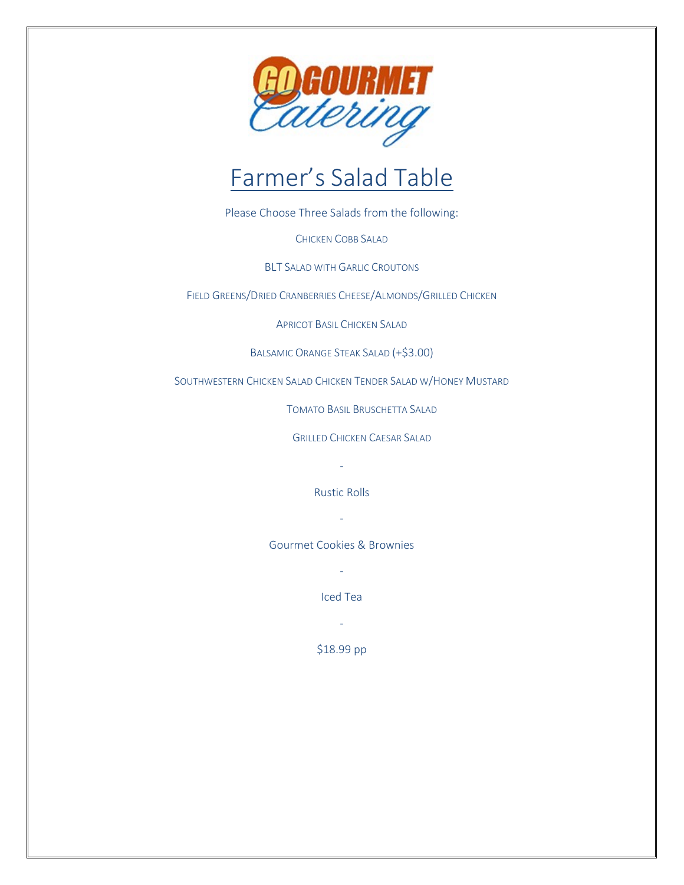# Farmer's Salad Table

Please Choose Three Salads from the following:

CHICKEN COBB SALAD

BLT SALAD WITH GARLIC CROUTONS

FIELD GREENS/DRIED CRANBERRIES CHEESE/ALMONDS/GRILLED CHICKEN

APRICOT BASIL CHICKEN SALAD

BALSAMIC ORANGE STEAK SALAD (+$3.00)

SOUTHWESTERN CHICKEN SALAD CHICKEN TENDER SALAD W/HONEY MUSTARD

TOMATO BASIL BRUSCHETTA SALAD

GRILLED CHICKEN CAESAR SALAD

-

Rustic Rolls

-

Gourmet Cookies & Brownies

-

Iced Tea

-

$18.99 pp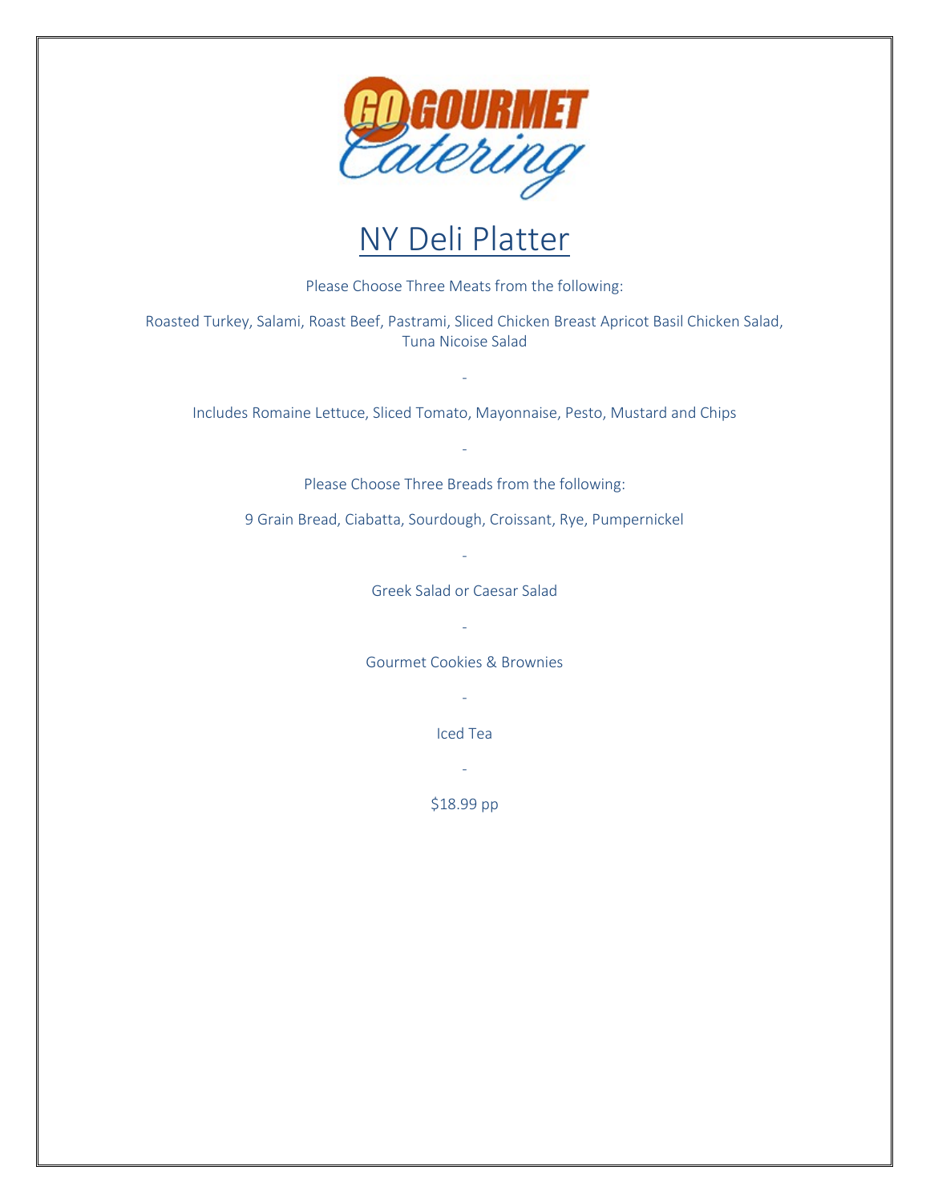# NY Deli Platter

Please Choose Three Meats from the following:

Roasted Turkey, Salami, Roast Beef, Pastrami, Sliced Chicken Breast Apricot Basil Chicken Salad, Tuna Nicoise Salad

-

Includes Romaine Lettuce, Sliced Tomato, Mayonnaise, Pesto, Mustard and Chips

-

Please Choose Three Breads from the following:

9 Grain Bread, Ciabatta, Sourdough, Croissant, Rye, Pumpernickel

-

Greek Salad or Caesar Salad

-

Gourmet Cookies & Brownies

-

Iced Tea

-

$18.99 pp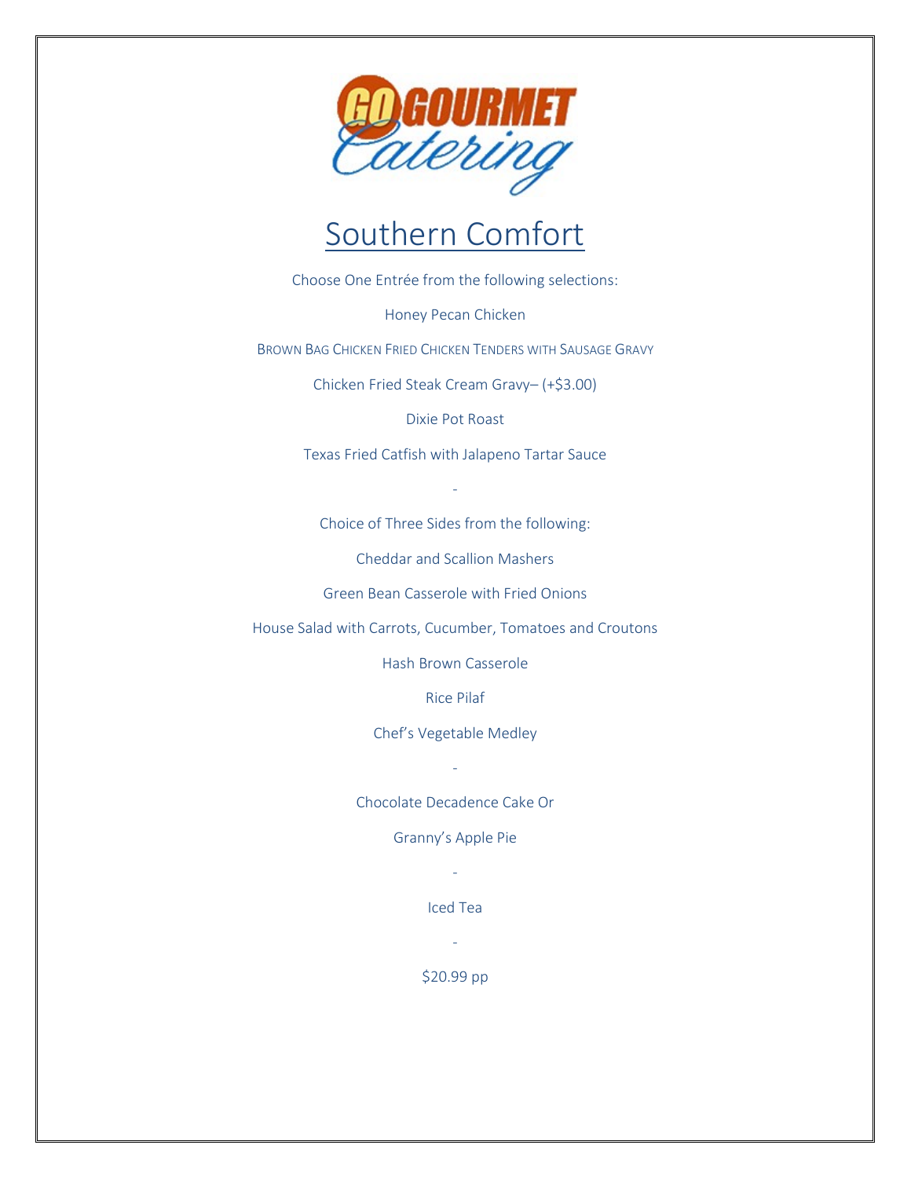# Southern Comfort

Choose One Entrée from the following selections:

Honey Pecan Chicken

BROWN BAG CHICKEN FRIED CHICKEN TENDERS WITH SAUSAGE GRAVY

Chicken Fried Steak Cream Gravy– (+$3.00)

Dixie Pot Roast

Texas Fried Catfish with Jalapeno Tartar Sauce

-

Choice of Three Sides from the following:

Cheddar and Scallion Mashers

Green Bean Casserole with Fried Onions

House Salad with Carrots, Cucumber, Tomatoes and Croutons

Hash Brown Casserole

Rice Pilaf

Chef's Vegetable Medley

-

Chocolate Decadence Cake Or

Granny's Apple Pie

-

Iced Tea

-

$20.99 pp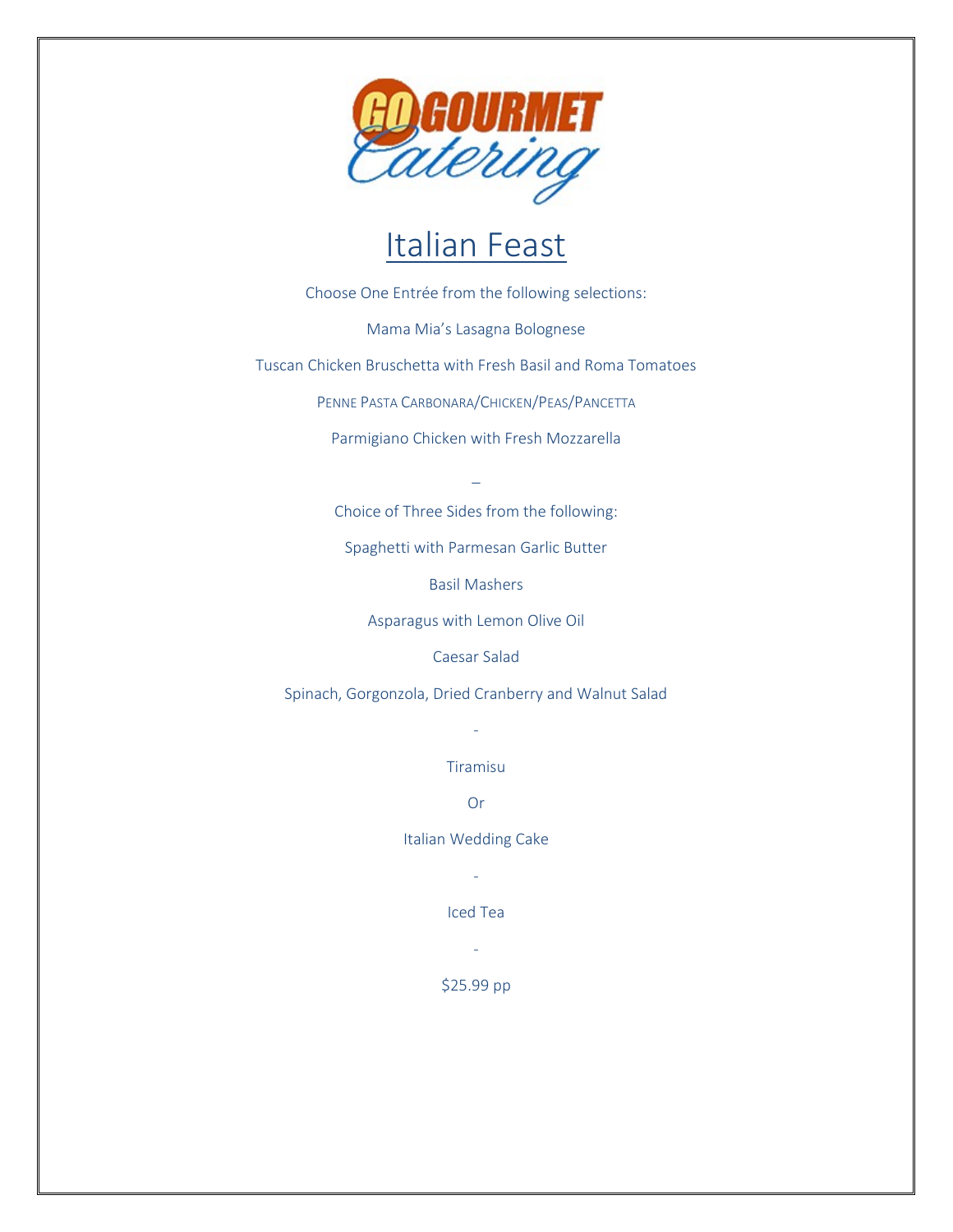# Italian Feast

Choose One Entrée from the following selections:

Mama Mia's Lasagna Bolognese

Tuscan Chicken Bruschetta with Fresh Basil and Roma Tomatoes

PENNE PASTA CARBONARA/CHICKEN/PEAS/PANCETTA

Parmigiano Chicken with Fresh Mozzarella

–

Choice of Three Sides from the following:

Spaghetti with Parmesan Garlic Butter

Basil Mashers

Asparagus with Lemon Olive Oil

Caesar Salad

Spinach, Gorgonzola, Dried Cranberry and Walnut Salad

-

Tiramisu

Or

Italian Wedding Cake

-

Iced Tea

-

$25.99 pp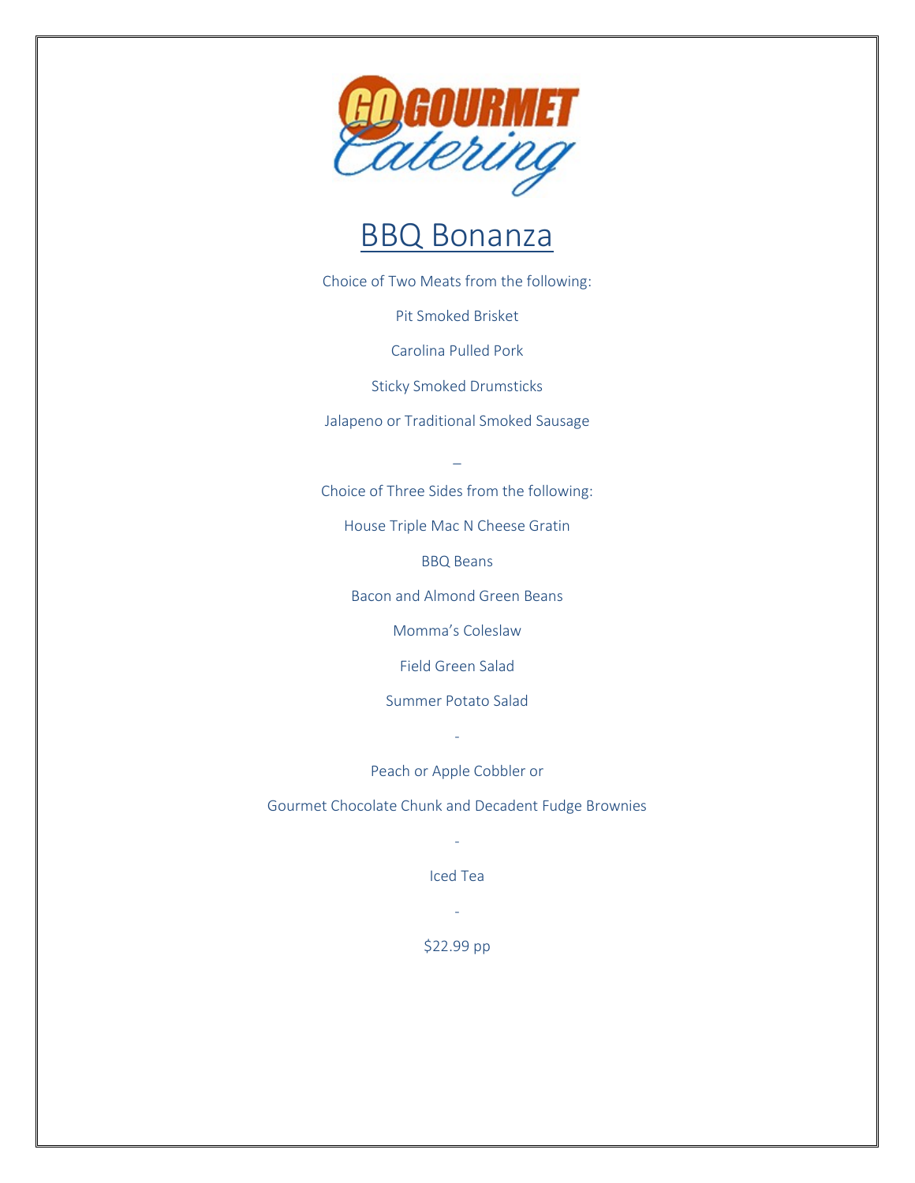# BBQ Bonanza

Choice of Two Meats from the following:

Pit Smoked Brisket

Carolina Pulled Pork

Sticky Smoked Drumsticks

Jalapeno or Traditional Smoked Sausage

–

Choice of Three Sides from the following:

House Triple Mac N Cheese Gratin

BBQ Beans

Bacon and Almond Green Beans

Momma's Coleslaw

Field Green Salad

Summer Potato Salad

-

Peach or Apple Cobbler or

Gourmet Chocolate Chunk and Decadent Fudge Brownies

-

Iced Tea

-

$22.99 pp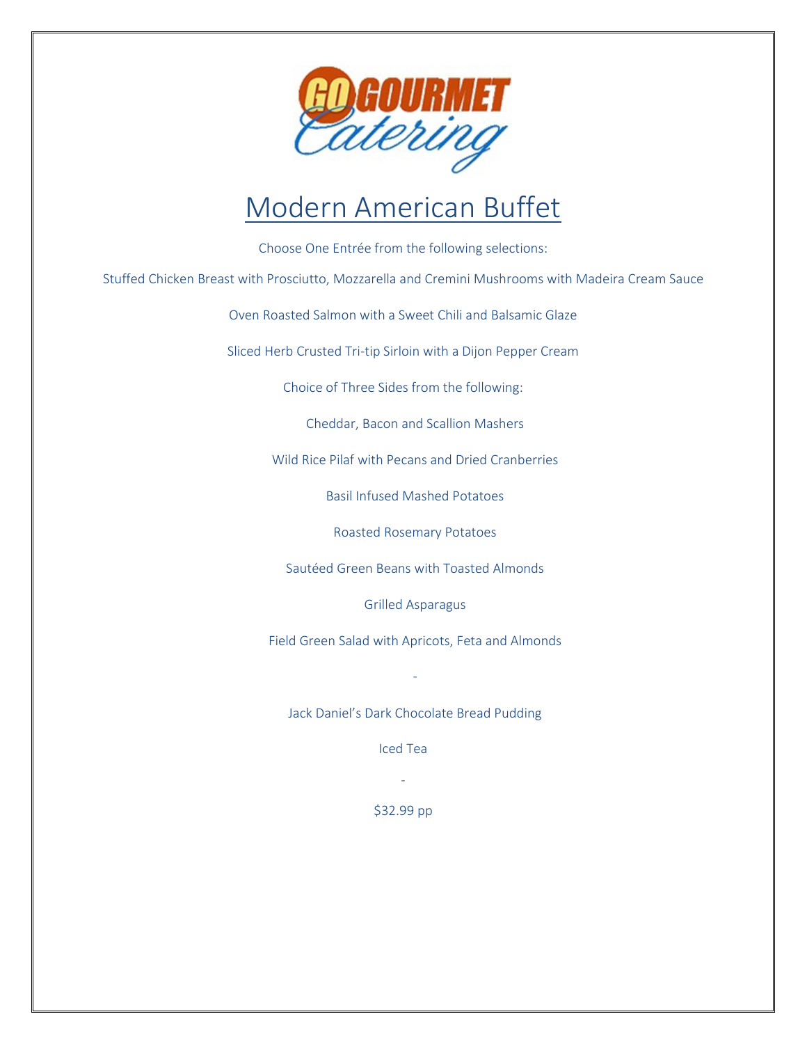# Modern American Buffet

Choose One Entrée from the following selections:

Stuffed Chicken Breast with Prosciutto, Mozzarella and Cremini Mushrooms with Madeira Cream Sauce

Oven Roasted Salmon with a Sweet Chili and Balsamic Glaze

Sliced Herb Crusted Tri-tip Sirloin with a Dijon Pepper Cream

Choice of Three Sides from the following:

Cheddar, Bacon and Scallion Mashers

Wild Rice Pilaf with Pecans and Dried Cranberries

Basil Infused Mashed Potatoes

Roasted Rosemary Potatoes

Sautéed Green Beans with Toasted Almonds

Grilled Asparagus

Field Green Salad with Apricots, Feta and Almonds

-

Jack Daniel's Dark Chocolate Bread Pudding

Iced Tea

-

$32.99 pp